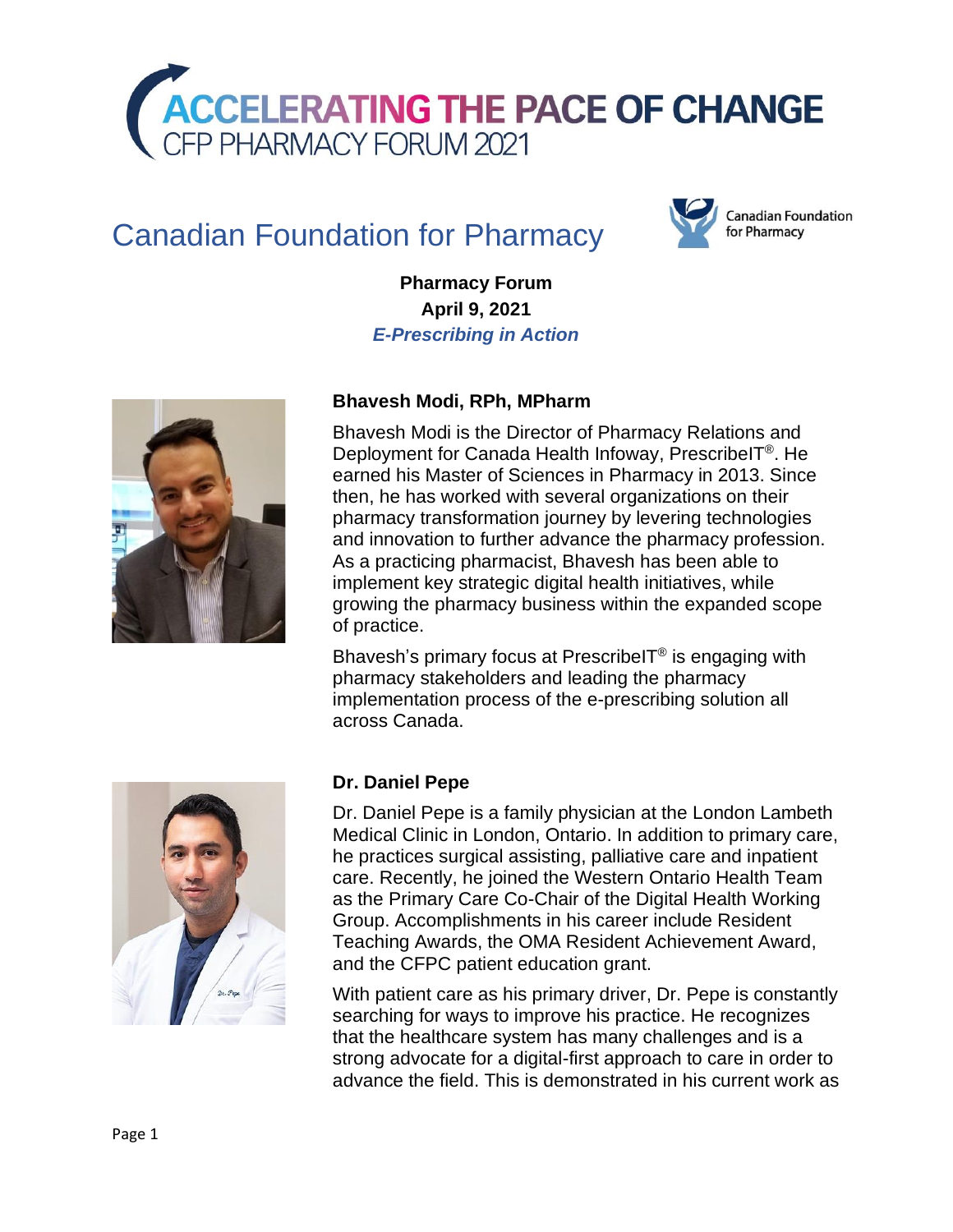# ACCELERATING THE PACE OF CHANGE

CFP PHARMACY FORUM 2021

## Canadian Foundation for Pharmacy

Canadian Foundation for Pharmacy

**Pharmacy Forum**
**April 9, 2021**
***E-Prescribing in Action***

### Bhavesh Modi, RPh, MPharm

Bhavesh Modi is the Director of Pharmacy Relations and Deployment for Canada Health Infoway, PrescribeIT®. He earned his Master of Sciences in Pharmacy in 2013. Since then, he has worked with several organizations on their pharmacy transformation journey by levering technologies and innovation to further advance the pharmacy profession. As a practicing pharmacist, Bhavesh has been able to implement key strategic digital health initiatives, while growing the pharmacy business within the expanded scope of practice.

Bhavesh's primary focus at PrescribeIT® is engaging with pharmacy stakeholders and leading the pharmacy implementation process of the e-prescribing solution all across Canada.

### Dr. Daniel Pepe

Dr. Daniel Pepe is a family physician at the London Lambeth Medical Clinic in London, Ontario. In addition to primary care, he practices surgical assisting, palliative care and inpatient care. Recently, he joined the Western Ontario Health Team as the Primary Care Co-Chair of the Digital Health Working Group. Accomplishments in his career include Resident Teaching Awards, the OMA Resident Achievement Award, and the CFPC patient education grant.

With patient care as his primary driver, Dr. Pepe is constantly searching for ways to improve his practice. He recognizes that the healthcare system has many challenges and is a strong advocate for a digital-first approach to care in order to advance the field. This is demonstrated in his current work as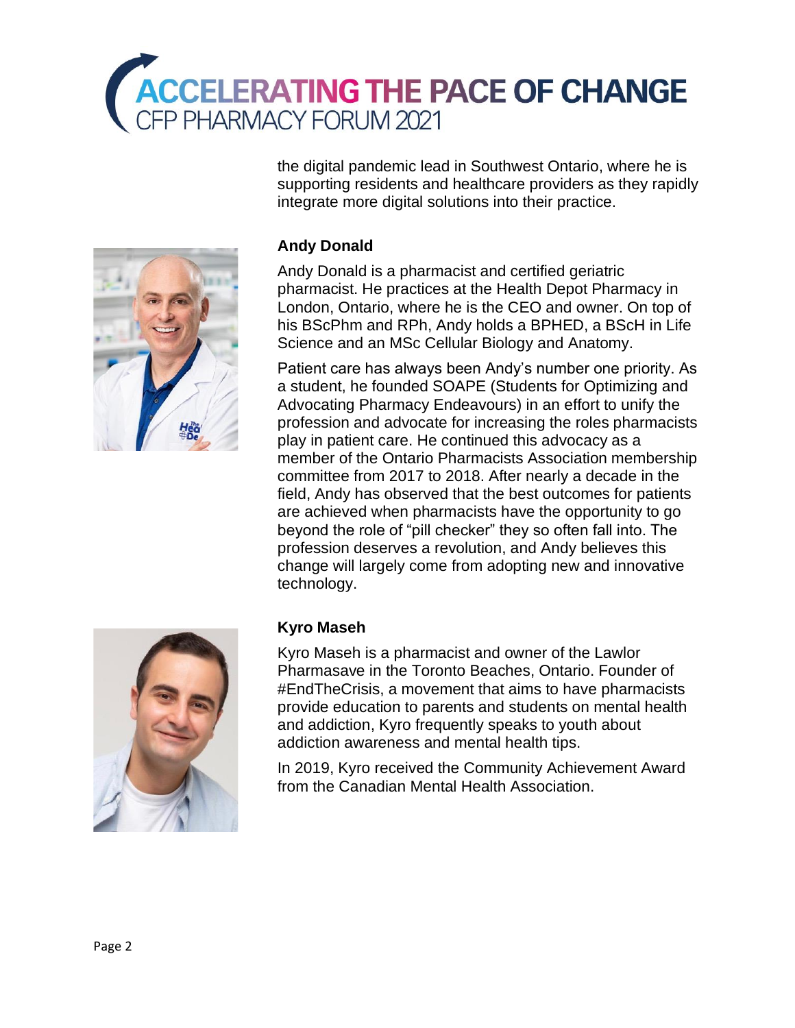the digital pandemic lead in Southwest Ontario, where he is supporting residents and healthcare providers as they rapidly integrate more digital solutions into their practice.

**Andy Donald**

Andy Donald is a pharmacist and certified geriatric pharmacist. He practices at the Health Depot Pharmacy in London, Ontario, where he is the CEO and owner. On top of his BScPhm and RPh, Andy holds a BPHED, a BScH in Life Science and an MSc Cellular Biology and Anatomy.

Patient care has always been Andy's number one priority. As a student, he founded SOAPE (Students for Optimizing and Advocating Pharmacy Endeavours) in an effort to unify the profession and advocate for increasing the roles pharmacists play in patient care. He continued this advocacy as a member of the Ontario Pharmacists Association membership committee from 2017 to 2018. After nearly a decade in the field, Andy has observed that the best outcomes for patients are achieved when pharmacists have the opportunity to go beyond the role of "pill checker" they so often fall into. The profession deserves a revolution, and Andy believes this change will largely come from adopting new and innovative technology.

**Kyro Maseh**

Kyro Maseh is a pharmacist and owner of the Lawlor Pharmasave in the Toronto Beaches, Ontario. Founder of #EndTheCrisis, a movement that aims to have pharmacists provide education to parents and students on mental health and addiction, Kyro frequently speaks to youth about addiction awareness and mental health tips.

In 2019, Kyro received the Community Achievement Award from the Canadian Mental Health Association.